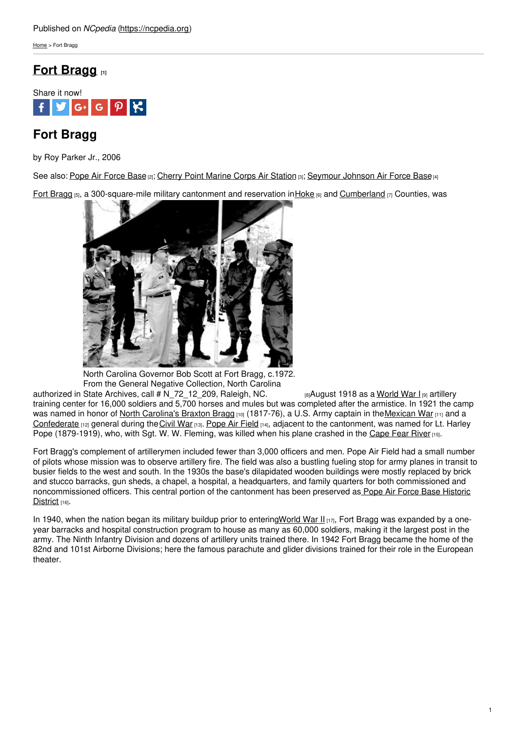Published on *NCpedia* (https://ncpedia.org)

Home > Fort Bragg

# Fort Bragg [1]

Share it now!

## Fort Bragg

by Roy Parker Jr., 2006

See also: Pope Air Force Base [2]; Cherry Point Marine Corps Air Station [3]; Seymour Johnson Air Force Base [4]

North Carolina Governor Bob Scott at Fort Bragg, c.1972. From the General Negative Collection, North Carolina State Archives, call # N_72_12_209, Raleigh, NC. [8]

Fort Bragg [5], a 300-square-mile military cantonment and reservation in Hoke [6] and Cumberland [7] Counties, was authorized in August 1918 as a World War I [9] artillery training center for 16,000 soldiers and 5,700 horses and mules but was completed after the armistice. In 1921 the camp was named in honor of North Carolina's Braxton Bragg [10] (1817-76), a U.S. Army captain in the Mexican War [11] and a Confederate [12] general during the Civil War [13]. Pope Air Field [14], adjacent to the cantonment, was named for Lt. Harley Pope (1879-1919), who, with Sgt. W. W. Fleming, was killed when his plane crashed in the Cape Fear River [15].

Fort Bragg's complement of artillerymen included fewer than 3,000 officers and men. Pope Air Field had a small number of pilots whose mission was to observe artillery fire. The field was also a bustling fueling stop for army planes in transit to busier fields to the west and south. In the 1930s the base's dilapidated wooden buildings were mostly replaced by brick and stucco barracks, gun sheds, a chapel, a hospital, a headquarters, and family quarters for both commissioned and noncommissioned officers. This central portion of the cantonment has been preserved as Pope Air Force Base Historic District [16].

In 1940, when the nation began its military buildup prior to entering World War II [17], Fort Bragg was expanded by a one-year barracks and hospital construction program to house as many as 60,000 soldiers, making it the largest post in the army. The Ninth Infantry Division and dozens of artillery units trained there. In 1942 Fort Bragg became the home of the 82nd and 101st Airborne Divisions; here the famous parachute and glider divisions trained for their role in the European theater.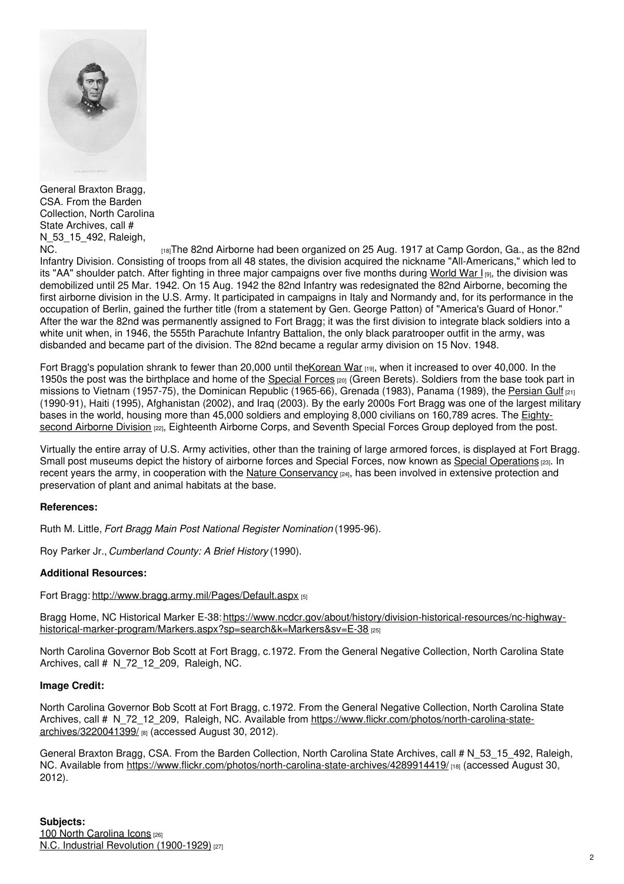General Braxton Bragg, CSA. From the Barden Collection, North Carolina State Archives, call # N_53_15_492, Raleigh, NC. [18]

The 82nd Airborne had been organized on 25 Aug. 1917 at Camp Gordon, Ga., as the 82nd Infantry Division. Consisting of troops from all 48 states, the division acquired the nickname "All-Americans," which led to its "AA" shoulder patch. After fighting in three major campaigns over five months during World War I [9], the division was demobilized until 25 Mar. 1942. On 15 Aug. 1942 the 82nd Infantry was redesignated the 82nd Airborne, becoming the first airborne division in the U.S. Army. It participated in campaigns in Italy and Normandy and, for its performance in the occupation of Berlin, gained the further title (from a statement by Gen. George Patton) of "America's Guard of Honor." After the war the 82nd was permanently assigned to Fort Bragg; it was the first division to integrate black soldiers into a white unit when, in 1946, the 555th Parachute Infantry Battalion, the only black paratrooper outfit in the army, was disbanded and became part of the division. The 82nd became a regular army division on 15 Nov. 1948.

Fort Bragg's population shrank to fewer than 20,000 until the Korean War [19], when it increased to over 40,000. In the 1950s the post was the birthplace and home of the Special Forces [20] (Green Berets). Soldiers from the base took part in missions to Vietnam (1957-75), the Dominican Republic (1965-66), Grenada (1983), Panama (1989), the Persian Gulf [21] (1990-91), Haiti (1995), Afghanistan (2002), and Iraq (2003). By the early 2000s Fort Bragg was one of the largest military bases in the world, housing more than 45,000 soldiers and employing 8,000 civilians on 160,789 acres. The Eighty-second Airborne Division [22], Eighteenth Airborne Corps, and Seventh Special Forces Group deployed from the post.

Virtually the entire array of U.S. Army activities, other than the training of large armored forces, is displayed at Fort Bragg. Small post museums depict the history of airborne forces and Special Forces, now known as Special Operations [23]. In recent years the army, in cooperation with the Nature Conservancy [24], has been involved in extensive protection and preservation of plant and animal habitats at the base.

**References:**

Ruth M. Little, *Fort Bragg Main Post National Register Nomination* (1995-96).

Roy Parker Jr., *Cumberland County: A Brief History* (1990).

**Additional Resources:**

Fort Bragg: http://www.bragg.army.mil/Pages/Default.aspx [5]

Bragg Home, NC Historical Marker E-38: https://www.ncdcr.gov/about/history/division-historical-resources/nc-highway-historical-marker-program/Markers.aspx?sp=search&k=Markers&sv=E-38 [25]

North Carolina Governor Bob Scott at Fort Bragg, c.1972. From the General Negative Collection, North Carolina State Archives, call # N_72_12_209, Raleigh, NC.

**Image Credit:**

North Carolina Governor Bob Scott at Fort Bragg, c.1972. From the General Negative Collection, North Carolina State Archives, call # N_72_12_209, Raleigh, NC. Available from https://www.flickr.com/photos/north-carolina-state-archives/3220041399/ [8] (accessed August 30, 2012).

General Braxton Bragg, CSA. From the Barden Collection, North Carolina State Archives, call # N_53_15_492, Raleigh, NC. Available from https://www.flickr.com/photos/north-carolina-state-archives/4289914419/ [18] (accessed August 30, 2012).

**Subjects:**
100 North Carolina Icons [26]
N.C. Industrial Revolution (1900-1929) [27]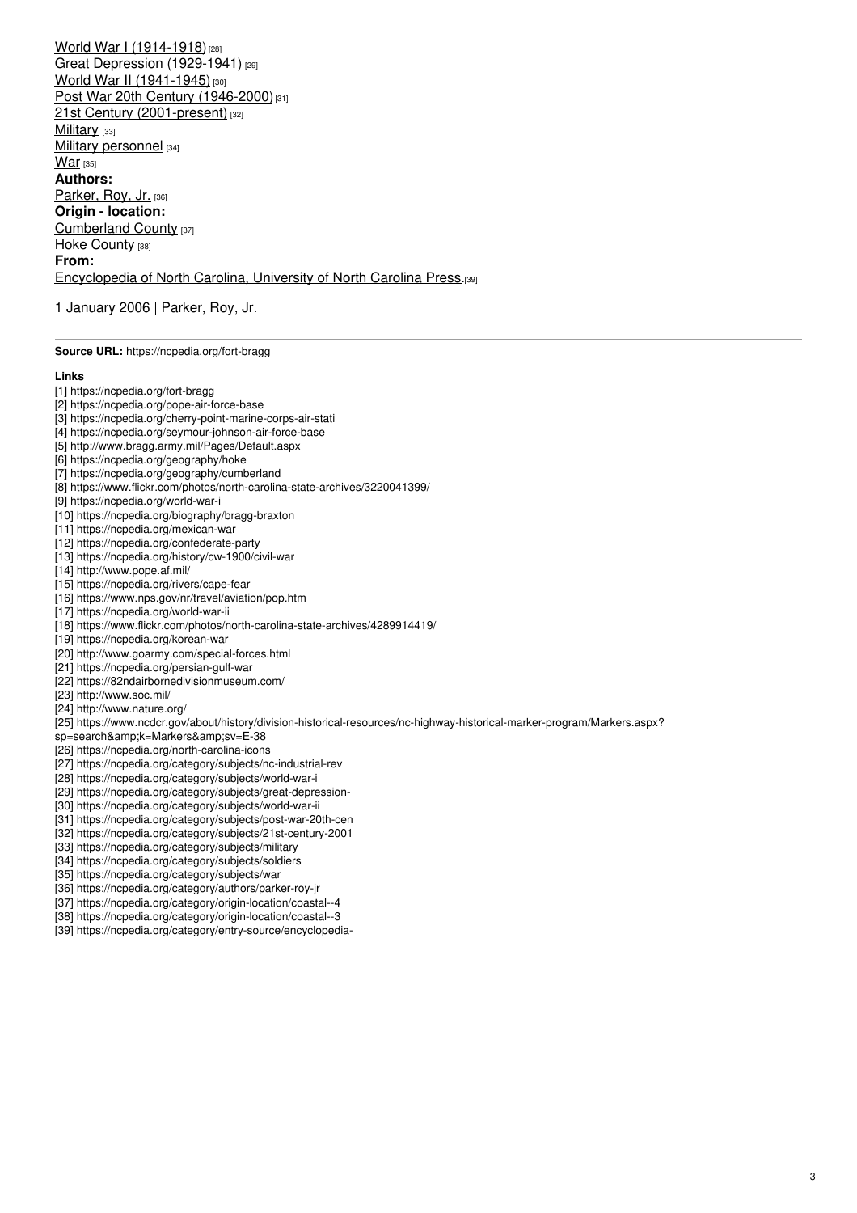World War I (1914-1918) [28]
Great Depression (1929-1941) [29]
World War II (1941-1945) [30]
Post War 20th Century (1946-2000) [31]
21st Century (2001-present) [32]
Military [33]
Military personnel [34]
War [35]

**Authors:**
Parker, Roy, Jr. [36]

**Origin - location:**
Cumberland County [37]
Hoke County [38]

**From:**
Encyclopedia of North Carolina, University of North Carolina Press.[39]

1 January 2006 | Parker, Roy, Jr.

---

**Source URL:** https://ncpedia.org/fort-bragg

**Links**

[1] https://ncpedia.org/fort-bragg
[2] https://ncpedia.org/pope-air-force-base
[3] https://ncpedia.org/cherry-point-marine-corps-air-stati
[4] https://ncpedia.org/seymour-johnson-air-force-base
[5] http://www.bragg.army.mil/Pages/Default.aspx
[6] https://ncpedia.org/geography/hoke
[7] https://ncpedia.org/geography/cumberland
[8] https://www.flickr.com/photos/north-carolina-state-archives/3220041399/
[9] https://ncpedia.org/world-war-i
[10] https://ncpedia.org/biography/bragg-braxton
[11] https://ncpedia.org/mexican-war
[12] https://ncpedia.org/confederate-party
[13] https://ncpedia.org/history/cw-1900/civil-war
[14] http://www.pope.af.mil/
[15] https://ncpedia.org/rivers/cape-fear
[16] https://www.nps.gov/nr/travel/aviation/pop.htm
[17] https://ncpedia.org/world-war-ii
[18] https://www.flickr.com/photos/north-carolina-state-archives/4289914419/
[19] https://ncpedia.org/korean-war
[20] http://www.goarmy.com/special-forces.html
[21] https://ncpedia.org/persian-gulf-war
[22] https://82ndairbornedivisionmuseum.com/
[23] http://www.soc.mil/
[24] http://www.nature.org/
[25] https://www.ncdcr.gov/about/history/division-historical-resources/nc-highway-historical-marker-program/Markers.aspx?sp=search&amp;k=Markers&amp;sv=E-38
[26] https://ncpedia.org/north-carolina-icons
[27] https://ncpedia.org/category/subjects/nc-industrial-rev
[28] https://ncpedia.org/category/subjects/world-war-i
[29] https://ncpedia.org/category/subjects/great-depression-
[30] https://ncpedia.org/category/subjects/world-war-ii
[31] https://ncpedia.org/category/subjects/post-war-20th-cen
[32] https://ncpedia.org/category/subjects/21st-century-2001
[33] https://ncpedia.org/category/subjects/military
[34] https://ncpedia.org/category/subjects/soldiers
[35] https://ncpedia.org/category/subjects/war
[36] https://ncpedia.org/category/authors/parker-roy-jr
[37] https://ncpedia.org/category/origin-location/coastal--4
[38] https://ncpedia.org/category/origin-location/coastal--3
[39] https://ncpedia.org/category/entry-source/encyclopedia-